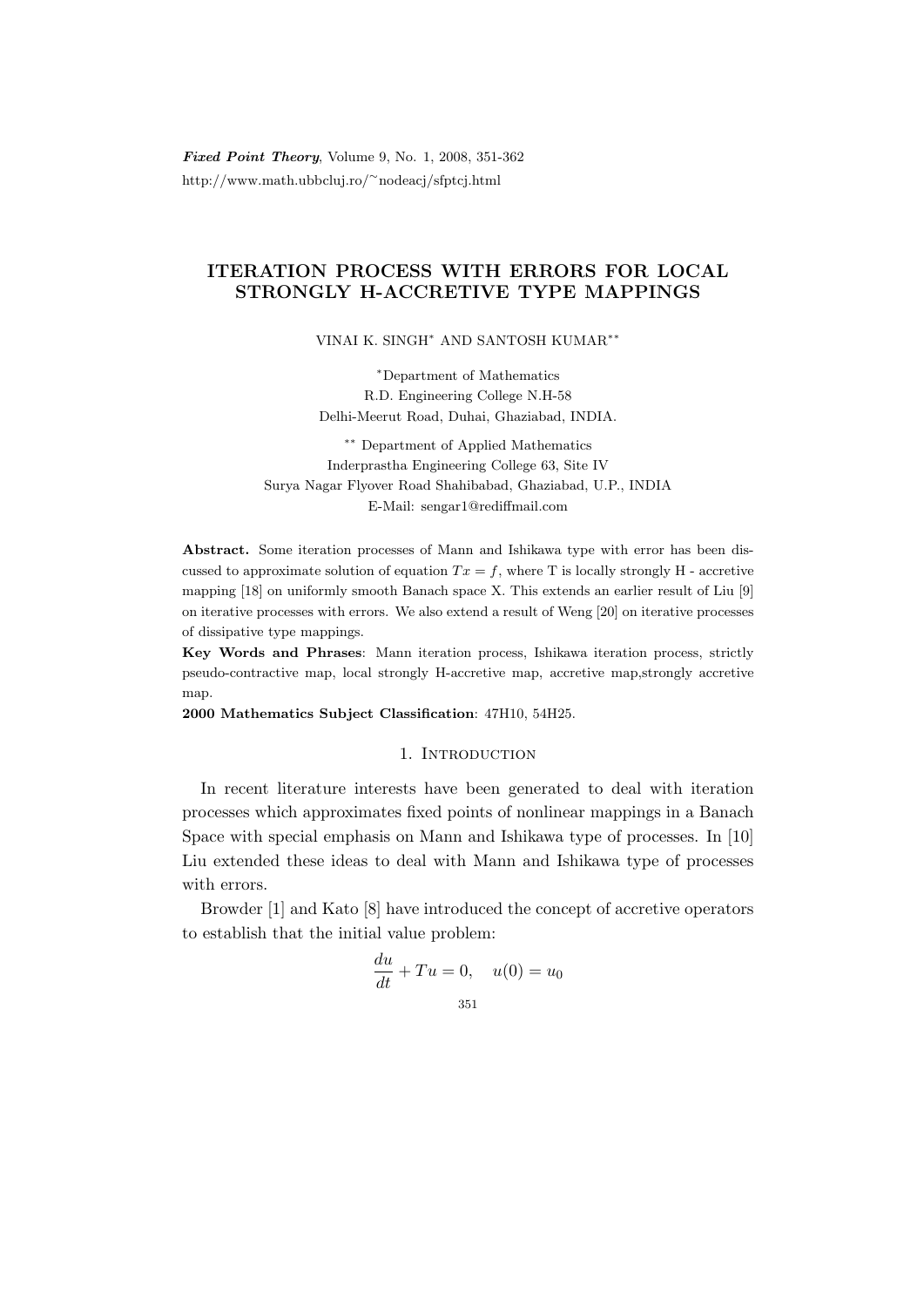# ITERATION PROCESS WITH ERRORS FOR LOCAL STRONGLY H-ACCRETIVE TYPE MAPPINGS

VINAI K. SINGH* AND SANTOSH KUMAR**

*Department of Mathematics
R.D. Engineering College N.H-58
Delhi-Meerut Road, Duhai, Ghaziabad, INDIA.

** Department of Applied Mathematics
Inderprastha Engineering College 63, Site IV
Surya Nagar Flyover Road Shahibabad, Ghaziabad, U.P., INDIA
E-Mail: sengar1@rediffmail.com

**Abstract.** Some iteration processes of Mann and Ishikawa type with error has been discussed to approximate solution of equation $Tx = f$, where T is locally strongly H - accretive mapping [18] on uniformly smooth Banach space X. This extends an earlier result of Liu [9] on iterative processes with errors. We also extend a result of Weng [20] on iterative processes of dissipative type mappings.

**Key Words and Phrases**: Mann iteration process, Ishikawa iteration process, strictly pseudo-contractive map, local strongly H-accretive map, accretive map,strongly accretive map.

**2000 Mathematics Subject Classification**: 47H10, 54H25.

## 1. Introduction

In recent literature interests have been generated to deal with iteration processes which approximates fixed points of nonlinear mappings in a Banach Space with special emphasis on Mann and Ishikawa type of processes. In [10] Liu extended these ideas to deal with Mann and Ishikawa type of processes with errors.

Browder [1] and Kato [8] have introduced the concept of accretive operators to establish that the initial value problem:

$$\frac{du}{dt} + Tu = 0, \quad u(0) = u_0$$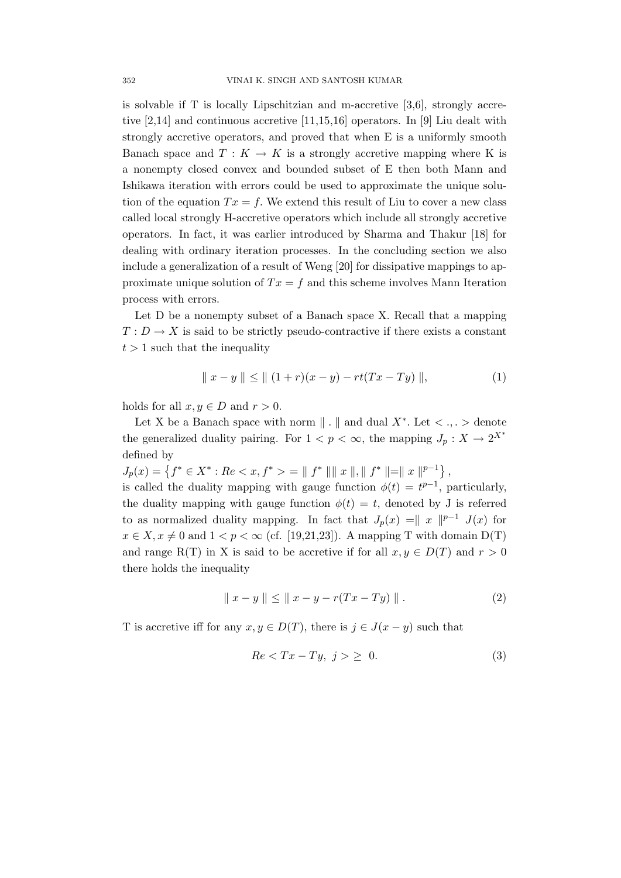is solvable if T is locally Lipschitzian and m-accretive [3,6], strongly accretive [2,14] and continuous accretive [11,15,16] operators. In [9] Liu dealt with strongly accretive operators, and proved that when E is a uniformly smooth Banach space and $T : K \to K$ is a strongly accretive mapping where K is a nonempty closed convex and bounded subset of E then both Mann and Ishikawa iteration with errors could be used to approximate the unique solution of the equation $Tx = f$. We extend this result of Liu to cover a new class called local strongly H-accretive operators which include all strongly accretive operators. In fact, it was earlier introduced by Sharma and Thakur [18] for dealing with ordinary iteration processes. In the concluding section we also include a generalization of a result of Weng [20] for dissipative mappings to approximate unique solution of $Tx = f$ and this scheme involves Mann Iteration process with errors.

Let D be a nonempty subset of a Banach space X. Recall that a mapping $T : D \to X$ is said to be strictly pseudo-contractive if there exists a constant $t > 1$ such that the inequality

$$\| x - y \| \leq \| (1 + r)(x - y) - rt(Tx - Ty) \|, \tag{1}$$

holds for all $x, y \in D$ and $r > 0$.

Let X be a Banach space with norm $\| . \|$ and dual $X^*$. Let $< ., . >$ denote the generalized duality pairing. For $1 < p < \infty$, the mapping $J_p : X \to 2^{X^*}$ defined by

$J_p(x) = \left\{ f^* \in X^* : Re < x, f^* > = \| f^* \| \| x \|, \| f^* \| = \| x \|^{p-1} \right\},$

is called the duality mapping with gauge function $\phi(t) = t^{p-1}$, particularly, the duality mapping with gauge function $\phi(t) = t$, denoted by J is referred to as normalized duality mapping. In fact that $J_p(x) = \| x \|^{p-1} J(x)$ for $x \in X, x \neq 0$ and $1 < p < \infty$ (cf. [19,21,23]). A mapping T with domain D(T) and range R(T) in X is said to be accretive if for all $x, y \in D(T)$ and $r > 0$ there holds the inequality

$$\| x - y \| \leq \| x - y - r(Tx - Ty) \| . \tag{2}$$

T is accretive iff for any $x, y \in D(T)$, there is $j \in J(x - y)$ such that

$$Re < Tx - Ty, \ j > \geq \ 0. \tag{3}$$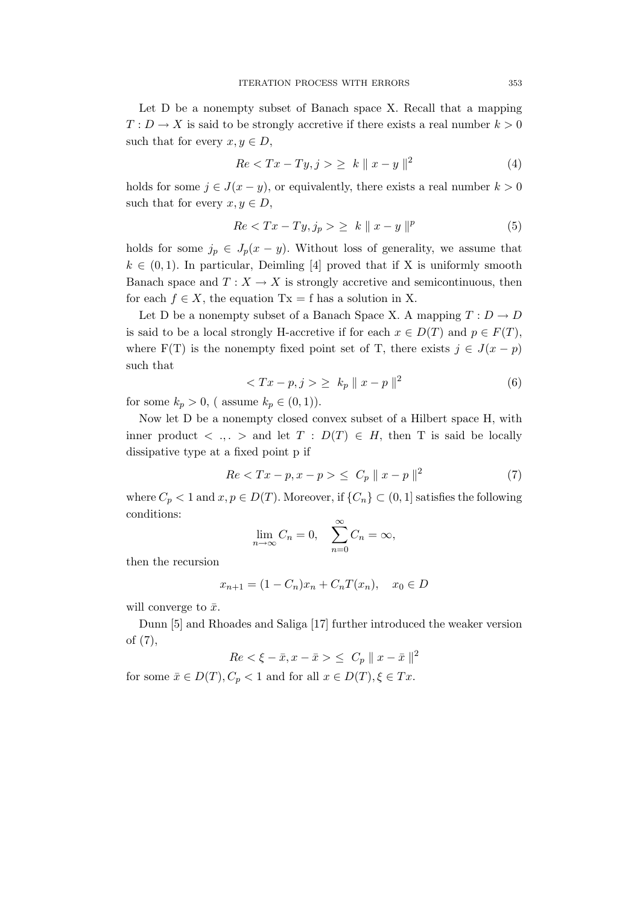Let D be a nonempty subset of Banach space X. Recall that a mapping $T : D \to X$ is said to be strongly accretive if there exists a real number $k > 0$ such that for every $x, y \in D$,

$$Re < Tx - Ty, j > \geq \; k \parallel x - y \parallel^2 \tag{4}$$

holds for some $j \in J(x - y)$, or equivalently, there exists a real number $k > 0$ such that for every $x, y \in D$,

$$Re < Tx - Ty, j_p > \geq \; k \parallel x - y \parallel^p \tag{5}$$

holds for some $j_p \in J_p(x - y)$. Without loss of generality, we assume that $k \in (0, 1)$. In particular, Deimling [4] proved that if X is uniformly smooth Banach space and $T : X \to X$ is strongly accretive and semicontinuous, then for each $f \in X$, the equation Tx = f has a solution in X.

Let D be a nonempty subset of a Banach Space X. A mapping $T : D \to D$ is said to be a local strongly H-accretive if for each $x \in D(T)$ and $p \in F(T)$, where F(T) is the nonempty fixed point set of T, there exists $j \in J(x - p)$ such that

$$< Tx - p, j > \geq \; k_p \parallel x - p \parallel^2 \tag{6}$$

for some $k_p > 0$, ( assume $k_p \in (0, 1)$).

Now let D be a nonempty closed convex subset of a Hilbert space H, with inner product $< .,. >$ and let $T : D(T) \in H$, then T is said be locally dissipative type at a fixed point p if

$$Re < Tx - p, x - p > \leq \; C_p \parallel x - p \parallel^2 \tag{7}$$

where $C_p < 1$ and $x, p \in D(T)$. Moreover, if $\{C_n\} \subset (0, 1]$ satisfies the following conditions:

$$\lim_{n\to\infty} C_n = 0, \quad \sum_{n=0}^{\infty} C_n = \infty,$$

then the recursion

$$x_{n+1} = (1 - C_n)x_n + C_n T(x_n), \quad x_0 \in D$$

will converge to $\bar{x}$.

Dunn [5] and Rhoades and Saliga [17] further introduced the weaker version of (7),

$$Re < \xi - \bar{x}, x - \bar{x} > \leq \; C_p \parallel x - \bar{x} \parallel^2$$

for some $\bar{x} \in D(T), C_p < 1$ and for all $x \in D(T), \xi \in Tx$.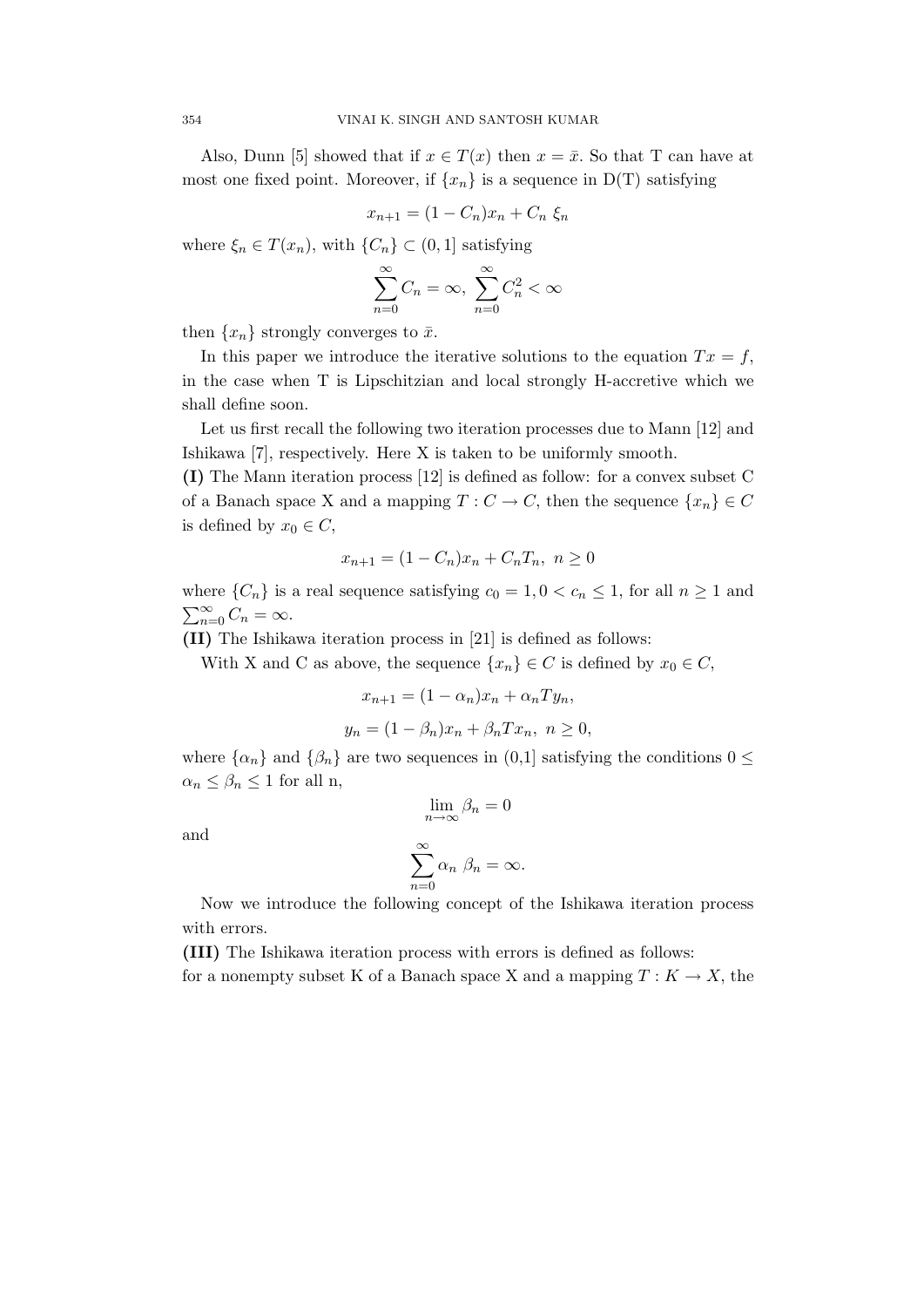Also, Dunn [5] showed that if $x \in T(x)$ then $x = \bar{x}$. So that T can have at most one fixed point. Moreover, if $\{x_n\}$ is a sequence in D(T) satisfying

$$x_{n+1} = (1 - C_n)x_n + C_n \ \xi_n$$

where $\xi_n \in T(x_n)$, with $\{C_n\} \subset (0, 1]$ satisfying

$$\sum_{n=0}^{\infty} C_n = \infty, \ \sum_{n=0}^{\infty} C_n^2 < \infty$$

then $\{x_n\}$ strongly converges to $\bar{x}$.

In this paper we introduce the iterative solutions to the equation $Tx = f$, in the case when T is Lipschitzian and local strongly H-accretive which we shall define soon.

Let us first recall the following two iteration processes due to Mann [12] and Ishikawa [7], respectively. Here X is taken to be uniformly smooth.

**(I)** The Mann iteration process [12] is defined as follow: for a convex subset C of a Banach space X and a mapping $T : C \to C$, then the sequence $\{x_n\} \in C$ is defined by $x_0 \in C$,

$$x_{n+1} = (1 - C_n)x_n + C_n T_n, \ n \geq 0$$

where $\{C_n\}$ is a real sequence satisfying $c_0 = 1, 0 < c_n \leq 1$, for all $n \geq 1$ and $\sum_{n=0}^{\infty} C_n = \infty$.

**(II)** The Ishikawa iteration process in [21] is defined as follows:

With X and C as above, the sequence $\{x_n\} \in C$ is defined by $x_0 \in C$,

$$x_{n+1} = (1 - \alpha_n)x_n + \alpha_n T y_n,$$

$$y_n = (1 - \beta_n)x_n + \beta_n T x_n, \ n \geq 0,$$

where $\{\alpha_n\}$ and $\{\beta_n\}$ are two sequences in (0,1] satisfying the conditions $0 \leq \alpha_n \leq \beta_n \leq 1$ for all n,

$$\lim_{n \to \infty} \beta_n = 0$$

and

$$\sum_{n=0}^{\infty} \alpha_n \ \beta_n = \infty.$$

Now we introduce the following concept of the Ishikawa iteration process with errors.

**(III)** The Ishikawa iteration process with errors is defined as follows:
for a nonempty subset K of a Banach space X and a mapping $T : K \to X$, the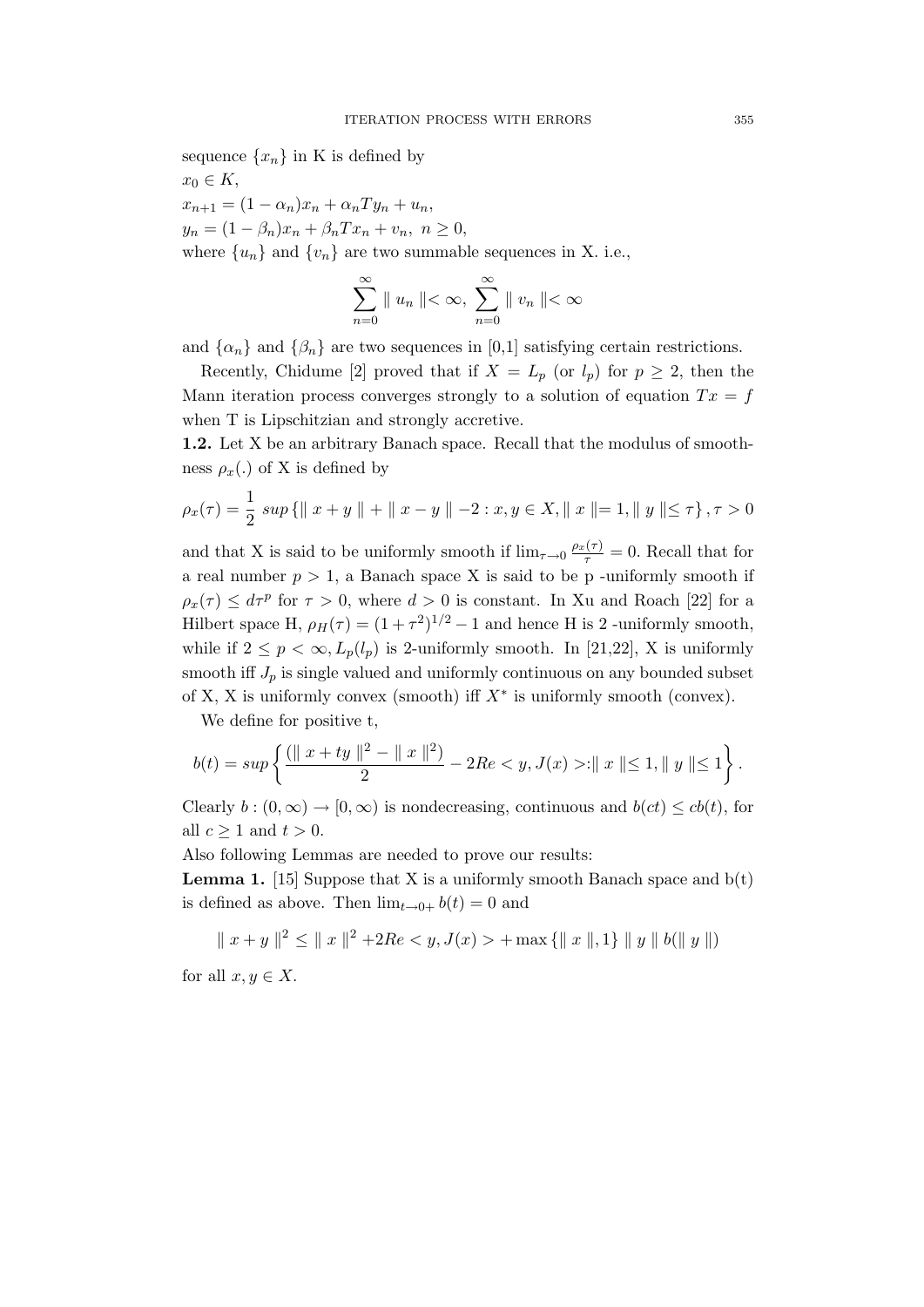sequence $\{x_n\}$ in K is defined by

$x_0 \in K$,

$x_{n+1} = (1 - \alpha_n)x_n + \alpha_n T y_n + u_n$,

$y_n = (1 - \beta_n)x_n + \beta_n T x_n + v_n,\ n \geq 0$,

where $\{u_n\}$ and $\{v_n\}$ are two summable sequences in X. i.e.,

$$\sum_{n=0}^{\infty} \| u_n \| < \infty,\ \sum_{n=0}^{\infty} \| v_n \| < \infty$$

and $\{\alpha_n\}$ and $\{\beta_n\}$ are two sequences in [0,1] satisfying certain restrictions.

Recently, Chidume [2] proved that if $X = L_p$ (or $l_p$) for $p \geq 2$, then the Mann iteration process converges strongly to a solution of equation $Tx = f$ when T is Lipschitzian and strongly accretive.

**1.2.** Let X be an arbitrary Banach space. Recall that the modulus of smoothness $\rho_x(.)$ of X is defined by

$$\rho_x(\tau) = \frac{1}{2}\ sup \left\{ \| x + y \| + \| x - y \| - 2 : x, y \in X, \| x \| = 1, \| y \| \leq \tau \right\}, \tau > 0$$

and that X is said to be uniformly smooth if $\lim_{\tau \to 0} \frac{\rho_x(\tau)}{\tau} = 0$. Recall that for a real number $p > 1$, a Banach space X is said to be p -uniformly smooth if $\rho_x(\tau) \leq d\tau^p$ for $\tau > 0$, where $d > 0$ is constant. In Xu and Roach [22] for a Hilbert space H, $\rho_H(\tau) = (1 + \tau^2)^{1/2} - 1$ and hence H is 2 -uniformly smooth, while if $2 \leq p < \infty, L_p(l_p)$ is 2-uniformly smooth. In [21,22], X is uniformly smooth iff $J_p$ is single valued and uniformly continuous on any bounded subset of X, X is uniformly convex (smooth) iff $X^*$ is uniformly smooth (convex).

We define for positive t,

$$b(t) = sup \left\{ \frac{(\| x + ty \|^2 - \| x \|^2)}{2} - 2Re < y, J(x) >: \| x \| \leq 1, \| y \| \leq 1 \right\}.$$

Clearly $b : (0, \infty) \to [0, \infty)$ is nondecreasing, continuous and $b(ct) \leq cb(t)$, for all $c \geq 1$ and $t > 0$.

Also following Lemmas are needed to prove our results:

**Lemma 1.** [15] Suppose that X is a uniformly smooth Banach space and b(t) is defined as above. Then $\lim_{t \to 0+} b(t) = 0$ and

$$\| x + y \|^2 \leq \| x \|^2 + 2Re < y, J(x) > + \max\{\| x \|, 1\} \| y \| b(\| y \|)$$

for all $x, y \in X$.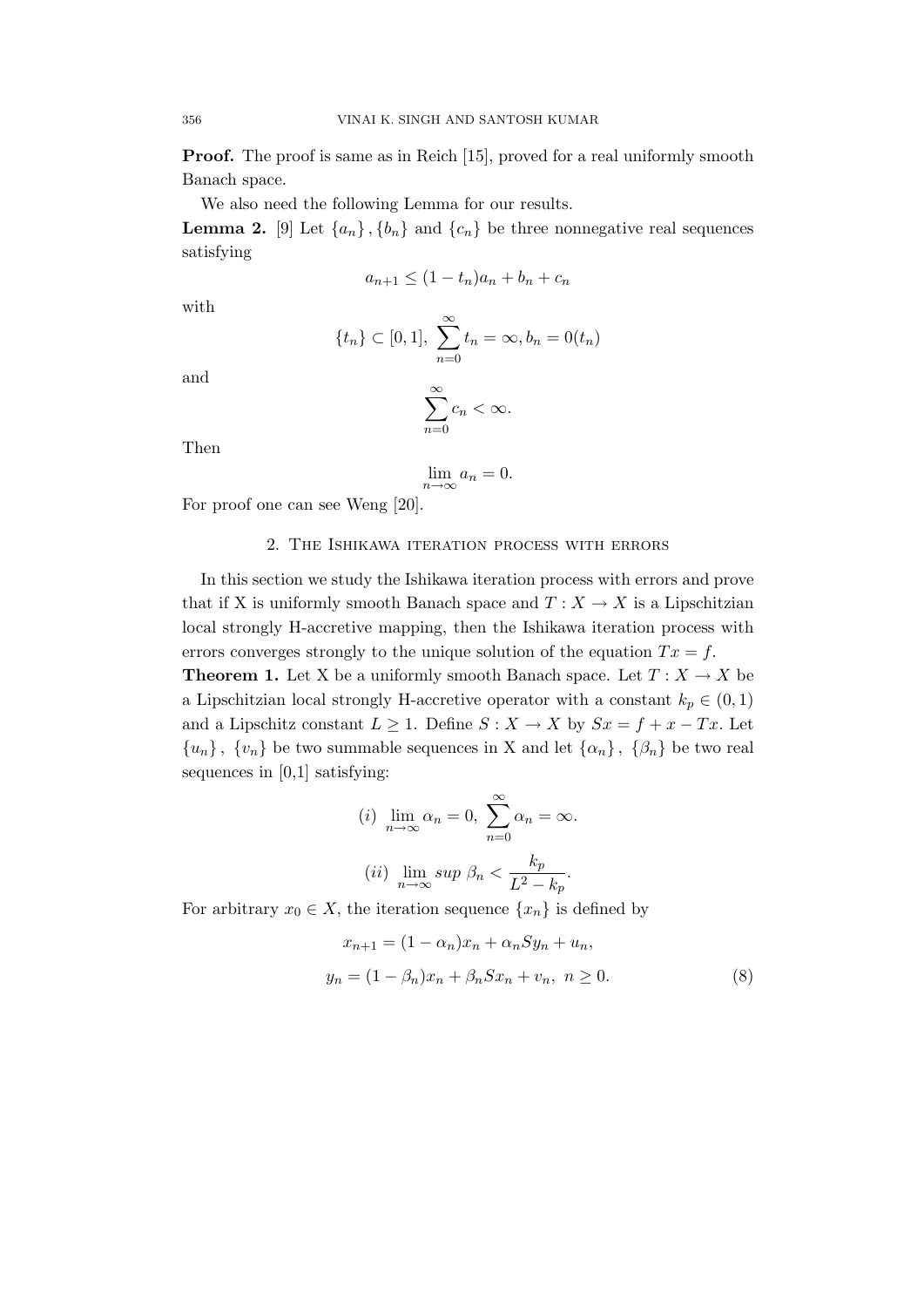**Proof.** The proof is same as in Reich [15], proved for a real uniformly smooth Banach space.

We also need the following Lemma for our results.

**Lemma 2.** [9] Let $\{a_n\}, \{b_n\}$ and $\{c_n\}$ be three nonnegative real sequences satisfying

$$a_{n+1} \leq (1 - t_n)a_n + b_n + c_n$$

with

$$\{t_n\} \subset [0, 1],\ \sum_{n=0}^{\infty} t_n = \infty, b_n = 0(t_n)$$

and

$$\sum_{n=0}^{\infty} c_n < \infty.$$

Then

$$\lim_{n\to\infty} a_n = 0.$$

For proof one can see Weng [20].

## 2. The Ishikawa iteration process with errors

In this section we study the Ishikawa iteration process with errors and prove that if X is uniformly smooth Banach space and $T : X \to X$ is a Lipschitzian local strongly H-accretive mapping, then the Ishikawa iteration process with errors converges strongly to the unique solution of the equation $Tx = f$.

**Theorem 1.** Let X be a uniformly smooth Banach space. Let $T : X \to X$ be a Lipschitzian local strongly H-accretive operator with a constant $k_p \in (0, 1)$ and a Lipschitz constant $L \geq 1$. Define $S : X \to X$ by $Sx = f + x - Tx$. Let $\{u_n\},\ \{v_n\}$ be two summable sequences in X and let $\{\alpha_n\},\ \{\beta_n\}$ be two real sequences in [0,1] satisfying:

$$(i)\ \lim_{n\to\infty} \alpha_n = 0,\ \sum_{n=0}^{\infty} \alpha_n = \infty.$$

$$(ii)\ \lim_{n\to\infty} sup\ \beta_n < \frac{k_p}{L^2 - k_p}.$$

For arbitrary $x_0 \in X$, the iteration sequence $\{x_n\}$ is defined by

$$x_{n+1} = (1 - \alpha_n)x_n + \alpha_n S y_n + u_n,$$
$$y_n = (1 - \beta_n)x_n + \beta_n S x_n + v_n,\ n \geq 0. \tag{8}$$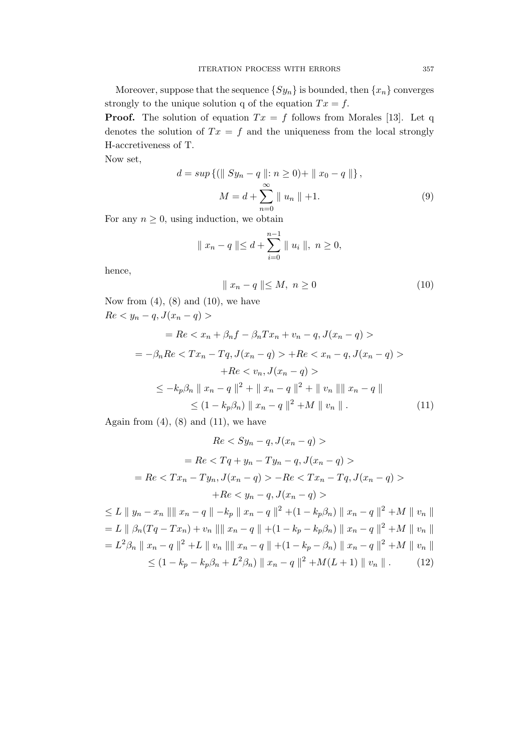Moreover, suppose that the sequence $\{Sy_n\}$ is bounded, then $\{x_n\}$ converges strongly to the unique solution q of the equation $Tx = f$.

**Proof.** The solution of equation $Tx = f$ follows from Morales [13]. Let q denotes the solution of $Tx = f$ and the uniqueness from the local strongly H-accretiveness of T.

Now set,

$$d = sup\left\{(\parallel Sy_n - q \parallel : n \geq 0) + \parallel x_0 - q \parallel\right\},$$

$$M = d + \sum_{n=0}^{\infty} \parallel u_n \parallel +1. \tag{9}$$

For any $n \geq 0$, using induction, we obtain

$$\parallel x_n - q \parallel \leq d + \sum_{i=0}^{n-1} \parallel u_i \parallel, \ n \geq 0,$$

hence,

$$\parallel x_n - q \parallel \leq M, \ n \geq 0 \tag{10}$$

Now from (4), (8) and (10), we have

$Re < y_n - q, J(x_n - q) >$

$$\begin{aligned}
&= Re < x_n + \beta_n f - \beta_n T x_n + v_n - q, J(x_n - q) > \\
&= -\beta_n Re < Tx_n - Tq, J(x_n - q) > + Re < x_n - q, J(x_n - q) > \\
&\quad + Re < v_n, J(x_n - q) > \\
&\leq -k_p \beta_n \parallel x_n - q \parallel^2 + \parallel x_n - q \parallel^2 + \parallel v_n \parallel \parallel x_n - q \parallel \\
&\leq (1 - k_p \beta_n) \parallel x_n - q \parallel^2 + M \parallel v_n \parallel .
\end{aligned} \tag{11}$$

Again from (4), (8) and (11), we have

$$\begin{aligned}
&Re < Sy_n - q, J(x_n - q) > \\
&= Re < Tq + y_n - Ty_n - q, J(x_n - q) > \\
&= Re < Tx_n - Ty_n, J(x_n - q) > - Re < Tx_n - Tq, J(x_n - q) > \\
&\quad + Re < y_n - q, J(x_n - q) > \\
&\leq L \parallel y_n - x_n \parallel \parallel x_n - q \parallel - k_p \parallel x_n - q \parallel^2 + (1 - k_p \beta_n) \parallel x_n - q \parallel^2 + M \parallel v_n \parallel \\
&= L \parallel \beta_n (Tq - Tx_n) + v_n \parallel \parallel x_n - q \parallel + (1 - k_p - k_p \beta_n) \parallel x_n - q \parallel^2 + M \parallel v_n \parallel \\
&= L^2 \beta_n \parallel x_n - q \parallel^2 + L \parallel v_n \parallel \parallel x_n - q \parallel + (1 - k_p - \beta_n) \parallel x_n - q \parallel^2 + M \parallel v_n \parallel \\
&\leq (1 - k_p - k_p \beta_n + L^2 \beta_n) \parallel x_n - q \parallel^2 + M(L + 1) \parallel v_n \parallel .
\end{aligned} \tag{12}$$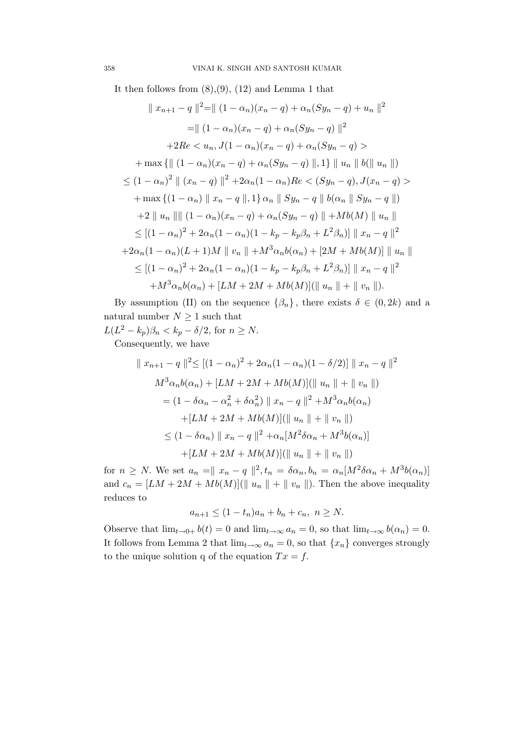It then follows from (8),(9), (12) and Lemma 1 that

$$
\begin{aligned}
\| x_{n+1} - q \|^2 &= \| (1-\alpha_n)(x_n - q) + \alpha_n(Sy_n - q) + u_n \|^2 \\
&= \| (1-\alpha_n)(x_n - q) + \alpha_n(Sy_n - q) \|^2 \\
&\quad + 2Re < u_n, J(1-\alpha_n)(x_n - q) + \alpha_n(Sy_n - q) > \\
&\quad + \max\{\| (1-\alpha_n)(x_n - q) + \alpha_n(Sy_n - q) \|, 1\} \| u_n \| b(\| u_n \|) \\
&\leq (1-\alpha_n)^2 \| (x_n - q) \|^2 + 2\alpha_n(1-\alpha_n) Re < (Sy_n - q), J(x_n - q) > \\
&\quad + \max\{(1-\alpha_n) \| x_n - q \|, 1\} \alpha_n \| Sy_n - q \| b(\alpha_n \| Sy_n - q \|) \\
&\quad + 2 \| u_n \| \| (1-\alpha_n)(x_n - q) + \alpha_n(Sy_n - q) \| + Mb(M) \| u_n \| \\
&\leq [(1-\alpha_n)^2 + 2\alpha_n(1-\alpha_n)(1 - k_p - k_p\beta_n + L^2\beta_n)] \| x_n - q \|^2 \\
&\quad + 2\alpha_n(1-\alpha_n)(L+1)M \| v_n \| + M^3\alpha_n b(\alpha_n) + [2M + Mb(M)] \| u_n \| \\
&\leq [(1-\alpha_n)^2 + 2\alpha_n(1-\alpha_n)(1 - k_p - k_p\beta_n + L^2\beta_n)] \| x_n - q \|^2 \\
&\quad + M^3\alpha_n b(\alpha_n) + [LM + 2M + Mb(M)](\| u_n \| + \| v_n \|).
\end{aligned}
$$

By assumption (II) on the sequence $\{\beta_n\}$, there exists $\delta \in (0, 2k)$ and a natural number $N \geq 1$ such that
$L(L^2 - k_p)\beta_n < k_p - \delta/2$, for $n \geq N$.

Consequently, we have

$$
\begin{aligned}
\| x_{n+1} - q \|^2 &\leq [(1-\alpha_n)^2 + 2\alpha_n(1-\alpha_n)(1 - \delta/2)] \| x_n - q \|^2 \\
&\quad M^3\alpha_n b(\alpha_n) + [LM + 2M + Mb(M)](\| u_n \| + \| v_n \|) \\
&= (1 - \delta\alpha_n - \alpha_n^2 + \delta\alpha_n^2) \| x_n - q \|^2 + M^3\alpha_n b(\alpha_n) \\
&\quad + [LM + 2M + Mb(M)](\| u_n \| + \| v_n \|) \\
&\leq (1 - \delta\alpha_n) \| x_n - q \|^2 + \alpha_n[M^2\delta\alpha_n + M^3 b(\alpha_n)] \\
&\quad + [LM + 2M + Mb(M)](\| u_n \| + \| v_n \|)
\end{aligned}
$$

for $n \geq N$. We set $a_n = \| x_n - q \|^2, t_n = \delta\alpha_n, b_n = \alpha_n[M^2\delta\alpha_n + M^3 b(\alpha_n)]$ and $c_n = [LM + 2M + Mb(M)](\| u_n \| + \| v_n \|)$. Then the above inequality reduces to

$$a_{n+1} \leq (1 - t_n)a_n + b_n + c_n, \; n \geq N.$$

Observe that $\lim_{t \to 0^+} b(t) = 0$ and $\lim_{t \to \infty} a_n = 0$, so that $\lim_{t \to \infty} b(\alpha_n) = 0$. It follows from Lemma 2 that $\lim_{t \to \infty} a_n = 0$, so that $\{x_n\}$ converges strongly to the unique solution q of the equation $Tx = f$.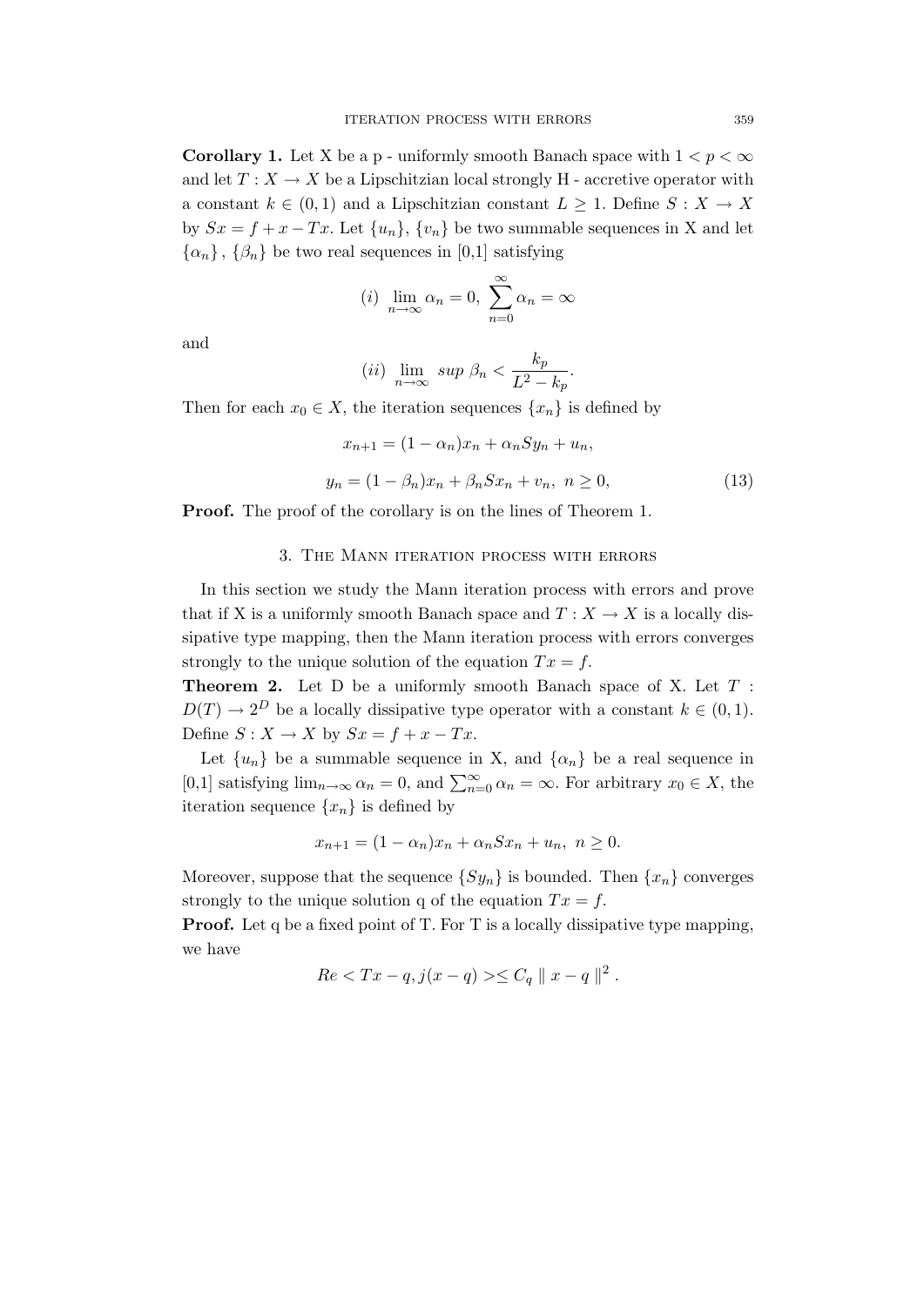**Corollary 1.** Let X be a p - uniformly smooth Banach space with $1 < p < \infty$ and let $T : X \to X$ be a Lipschitzian local strongly H - accretive operator with a constant $k \in (0, 1)$ and a Lipschitzian constant $L \geq 1$. Define $S : X \to X$ by $Sx = f + x - Tx$. Let $\{u_n\}$, $\{v_n\}$ be two summable sequences in X and let $\{\alpha_n\}$, $\{\beta_n\}$ be two real sequences in [0,1] satisfying

$$(i)\ \lim_{n\to\infty} \alpha_n = 0,\ \sum_{n=0}^{\infty} \alpha_n = \infty$$

and

$$(ii)\ \lim_{n\to\infty}\ sup\ \beta_n < \frac{k_p}{L^2 - k_p}.$$

Then for each $x_0 \in X$, the iteration sequences $\{x_n\}$ is defined by

$$x_{n+1} = (1 - \alpha_n)x_n + \alpha_n S y_n + u_n,$$

$$y_n = (1 - \beta_n)x_n + \beta_n S x_n + v_n,\ n \geq 0, \tag{13}$$

**Proof.** The proof of the corollary is on the lines of Theorem 1.

## 3. The Mann iteration process with errors

In this section we study the Mann iteration process with errors and prove that if X is a uniformly smooth Banach space and $T : X \to X$ is a locally dissipative type mapping, then the Mann iteration process with errors converges strongly to the unique solution of the equation $Tx = f$.

**Theorem 2.** Let D be a uniformly smooth Banach space of X. Let $T : D(T) \to 2^D$ be a locally dissipative type operator with a constant $k \in (0, 1)$. Define $S : X \to X$ by $Sx = f + x - Tx$.

Let $\{u_n\}$ be a summable sequence in X, and $\{\alpha_n\}$ be a real sequence in [0,1] satisfying $\lim_{n\to\infty} \alpha_n = 0$, and $\sum_{n=0}^{\infty} \alpha_n = \infty$. For arbitrary $x_0 \in X$, the iteration sequence $\{x_n\}$ is defined by

$$x_{n+1} = (1 - \alpha_n)x_n + \alpha_n S x_n + u_n,\ n \geq 0.$$

Moreover, suppose that the sequence $\{Sy_n\}$ is bounded. Then $\{x_n\}$ converges strongly to the unique solution q of the equation $Tx = f$.

**Proof.** Let q be a fixed point of T. For T is a locally dissipative type mapping, we have

$$Re < Tx - q, j(x - q) > \leq C_q \parallel x - q \parallel^2 .$$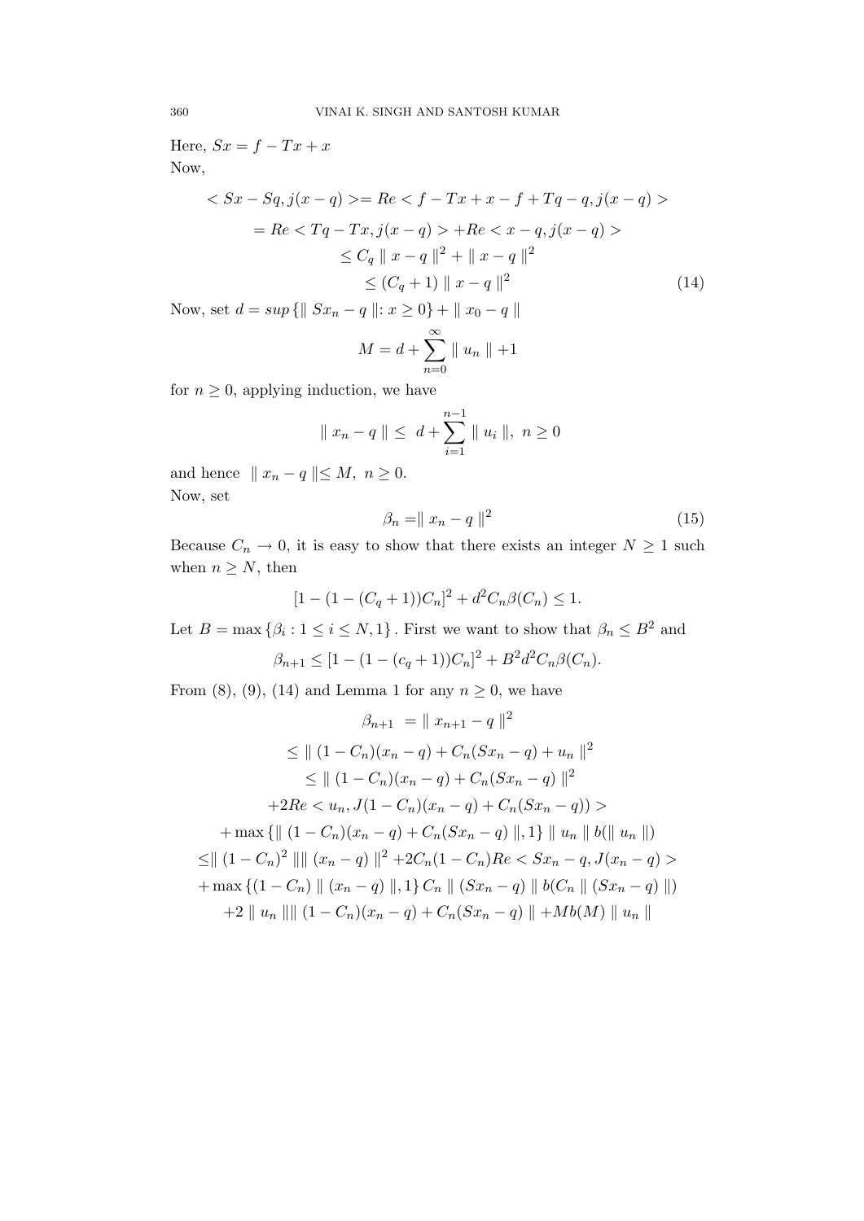Here, $Sx = f - Tx + x$

Now,

$$
\begin{aligned}
< Sx - Sq, j(x-q) > &= Re < f - Tx + x - f + Tq - q, j(x-q) > \\
&= Re < Tq - Tx, j(x-q) > + Re < x - q, j(x-q) > \\
&\leq C_q \parallel x - q \parallel^2 + \parallel x - q \parallel^2 \\
&\leq (C_q + 1) \parallel x - q \parallel^2
\end{aligned} \tag{14}
$$

Now, set $d = sup\{\parallel Sx_n - q \parallel : x \geq 0\} + \parallel x_0 - q \parallel$

$$
M = d + \sum_{n=0}^{\infty} \parallel u_n \parallel + 1
$$

for $n \geq 0$, applying induction, we have

$$
\parallel x_n - q \parallel \leq \; d + \sum_{i=1}^{n-1} \parallel u_i \parallel, \; n \geq 0
$$

and hence $\parallel x_n - q \parallel \leq M, \; n \geq 0$.

Now, set

$$
\beta_n = \parallel x_n - q \parallel^2 \tag{15}
$$

Because $C_n \to 0$, it is easy to show that there exists an integer $N \geq 1$ such when $n \geq N$, then

$$
[1 - (1 - (C_q + 1))C_n]^2 + d^2 C_n \beta(C_n) \leq 1.
$$

Let $B = \max\{\beta_i : 1 \leq i \leq N, 1\}$. First we want to show that $\beta_n \leq B^2$ and

$$
\beta_{n+1} \leq [1 - (1 - (c_q + 1))C_n]^2 + B^2 d^2 C_n \beta(C_n).
$$

From (8), (9), (14) and Lemma 1 for any $n \geq 0$, we have

$$
\begin{aligned}
\beta_{n+1} \; &= \parallel x_{n+1} - q \parallel^2 \\
&\leq \parallel (1 - C_n)(x_n - q) + C_n(Sx_n - q) + u_n \parallel^2 \\
&\leq \parallel (1 - C_n)(x_n - q) + C_n(Sx_n - q) \parallel^2 \\
&\quad + 2Re < u_n, J(1 - C_n)(x_n - q) + C_n(Sx_n - q)) > \\
&\quad + \max\{\parallel (1 - C_n)(x_n - q) + C_n(Sx_n - q) \parallel, 1\} \parallel u_n \parallel b(\parallel u_n \parallel) \\
&\leq \parallel (1 - C_n)^2 \parallel \parallel (x_n - q) \parallel^2 + 2C_n(1 - C_n) Re < Sx_n - q, J(x_n - q) > \\
&\quad + \max\{(1 - C_n) \parallel (x_n - q) \parallel, 1\} C_n \parallel (Sx_n - q) \parallel b(C_n \parallel (Sx_n - q) \parallel) \\
&\quad + 2 \parallel u_n \parallel \parallel (1 - C_n)(x_n - q) + C_n(Sx_n - q) \parallel + M b(M) \parallel u_n \parallel
\end{aligned}
$$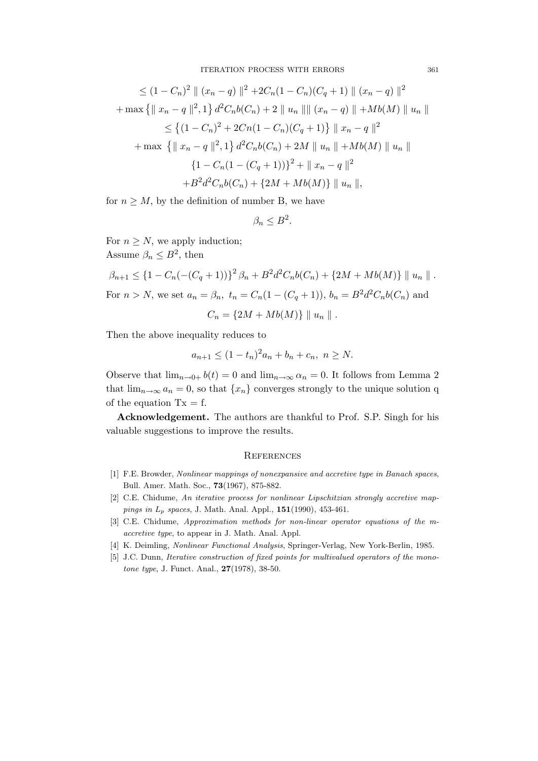$$\leq (1 - C_n)^2 \parallel (x_n - q) \parallel^2 + 2C_n(1 - C_n)(C_q + 1) \parallel (x_n - q) \parallel^2$$

$$+ \max \left\{ \parallel x_n - q \parallel^2, 1 \right\} d^2 C_n b(C_n) + 2 \parallel u_n \parallel \parallel (x_n - q) \parallel + Mb(M) \parallel u_n \parallel$$

$$\leq \left\{ (1 - C_n)^2 + 2Cn(1 - C_n)(C_q + 1) \right\} \parallel x_n - q \parallel^2$$

$$+ \max \ \left\{ \parallel x_n - q \parallel^2, 1 \right\} d^2 C_n b(C_n) + 2M \parallel u_n \parallel + Mb(M) \parallel u_n \parallel$$

$$\left\{ 1 - C_n(1 - (C_q + 1)) \right\}^2 + \parallel x_n - q \parallel^2$$

$$+ B^2 d^2 C_n b(C_n) + \left\{ 2M + Mb(M) \right\} \parallel u_n \parallel,$$

for $n \geq M$, by the definition of number B, we have

$$\beta_n \leq B^2.$$

For $n \geq N$, we apply induction;
Assume $\beta_n \leq B^2$, then

$$\beta_{n+1} \leq \left\{ 1 - C_n(-(C_q + 1)) \right\}^2 \beta_n + B^2 d^2 C_n b(C_n) + \left\{ 2M + Mb(M) \right\} \parallel u_n \parallel .$$

For $n > N$, we set $a_n = \beta_n, \ t_n = C_n(1 - (C_q + 1))$, $b_n = B^2 d^2 C_n b(C_n)$ and

$$C_n = \left\{ 2M + Mb(M) \right\} \parallel u_n \parallel .$$

Then the above inequality reduces to

$$a_{n+1} \leq (1 - t_n)^2 a_n + b_n + c_n, \ n \geq N.$$

Observe that $\lim_{n \to 0+} b(t) = 0$ and $\lim_{n \to \infty} \alpha_n = 0$. It follows from Lemma 2 that $\lim_{n \to \infty} a_n = 0$, so that $\{x_n\}$ converges strongly to the unique solution q of the equation Tx = f.

**Acknowledgement.** The authors are thankful to Prof. S.P. Singh for his valuable suggestions to improve the results.

## References

[1] F.E. Browder, *Nonlinear mappings of nonexpansive and accretive type in Banach spaces*, Bull. Amer. Math. Soc., **73**(1967), 875-882.

[2] C.E. Chidume, *An iterative process for nonlinear Lipschitzian strongly accretive mappings in $L_p$ spaces*, J. Math. Anal. Appl., **151**(1990), 453-461.

[3] C.E. Chidume, *Approximation methods for non-linear operator equations of the m-accretive type*, to appear in J. Math. Anal. Appl.

[4] K. Deimling, *Nonlinear Functional Analysis*, Springer-Verlag, New York-Berlin, 1985.

[5] J.C. Dunn, *Iterative construction of fixed points for multivalued operators of the monotone type*, J. Funct. Anal., **27**(1978), 38-50.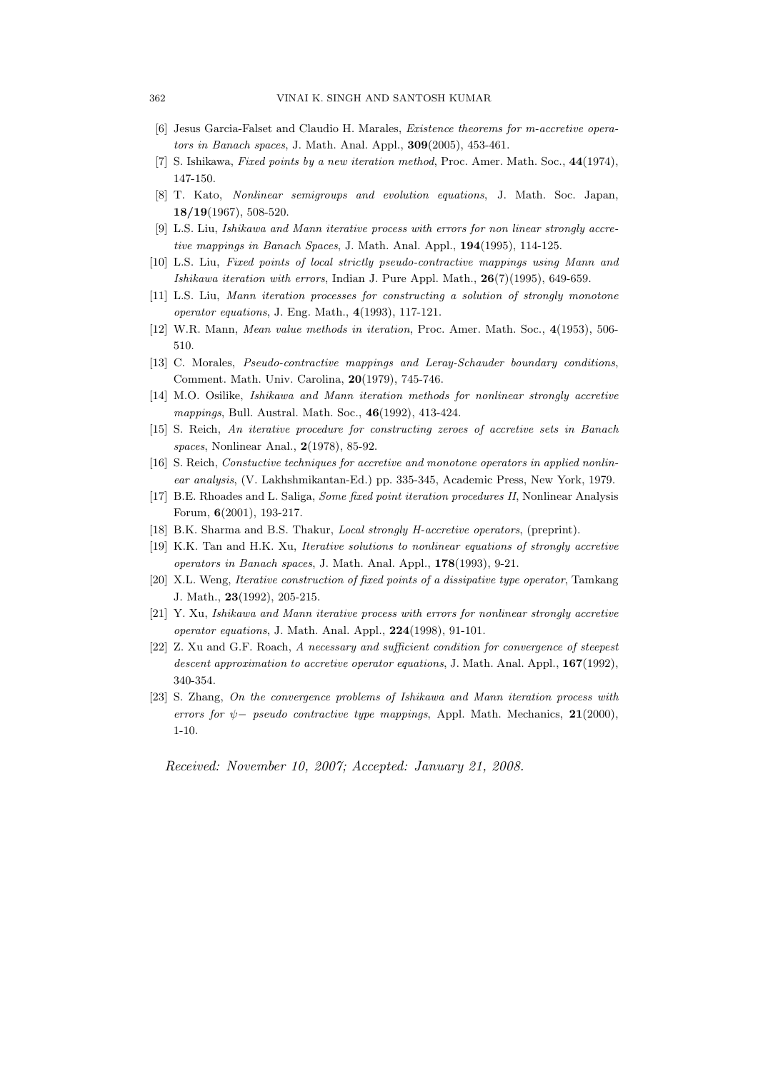[6] Jesus Garcia-Falset and Claudio H. Marales, *Existence theorems for m-accretive operators in Banach spaces*, J. Math. Anal. Appl., **309**(2005), 453-461.

[7] S. Ishikawa, *Fixed points by a new iteration method*, Proc. Amer. Math. Soc., **44**(1974), 147-150.

[8] T. Kato, *Nonlinear semigroups and evolution equations*, J. Math. Soc. Japan, **18/19**(1967), 508-520.

[9] L.S. Liu, *Ishikawa and Mann iterative process with errors for non linear strongly accretive mappings in Banach Spaces*, J. Math. Anal. Appl., **194**(1995), 114-125.

[10] L.S. Liu, *Fixed points of local strictly pseudo-contractive mappings using Mann and Ishikawa iteration with errors*, Indian J. Pure Appl. Math., **26**(7)(1995), 649-659.

[11] L.S. Liu, *Mann iteration processes for constructing a solution of strongly monotone operator equations*, J. Eng. Math., **4**(1993), 117-121.

[12] W.R. Mann, *Mean value methods in iteration*, Proc. Amer. Math. Soc., **4**(1953), 506-510.

[13] C. Morales, *Pseudo-contractive mappings and Leray-Schauder boundary conditions*, Comment. Math. Univ. Carolina, **20**(1979), 745-746.

[14] M.O. Osilike, *Ishikawa and Mann iteration methods for nonlinear strongly accretive mappings*, Bull. Austral. Math. Soc., **46**(1992), 413-424.

[15] S. Reich, *An iterative procedure for constructing zeroes of accretive sets in Banach spaces*, Nonlinear Anal., **2**(1978), 85-92.

[16] S. Reich, *Constuctive techniques for accretive and monotone operators in applied nonlinear analysis*, (V. Lakhshmikantan-Ed.) pp. 335-345, Academic Press, New York, 1979.

[17] B.E. Rhoades and L. Saliga, *Some fixed point iteration procedures II*, Nonlinear Analysis Forum, **6**(2001), 193-217.

[18] B.K. Sharma and B.S. Thakur, *Local strongly H-accretive operators*, (preprint).

[19] K.K. Tan and H.K. Xu, *Iterative solutions to nonlinear equations of strongly accretive operators in Banach spaces*, J. Math. Anal. Appl., **178**(1993), 9-21.

[20] X.L. Weng, *Iterative construction of fixed points of a dissipative type operator*, Tamkang J. Math., **23**(1992), 205-215.

[21] Y. Xu, *Ishikawa and Mann iterative process with errors for nonlinear strongly accretive operator equations*, J. Math. Anal. Appl., **224**(1998), 91-101.

[22] Z. Xu and G.F. Roach, *A necessary and sufficient condition for convergence of steepest descent approximation to accretive operator equations*, J. Math. Anal. Appl., **167**(1992), 340-354.

[23] S. Zhang, *On the convergence problems of Ishikawa and Mann iteration process with errors for $\psi-$ pseudo contractive type mappings*, Appl. Math. Mechanics, **21**(2000), 1-10.

*Received: November 10, 2007; Accepted: January 21, 2008.*